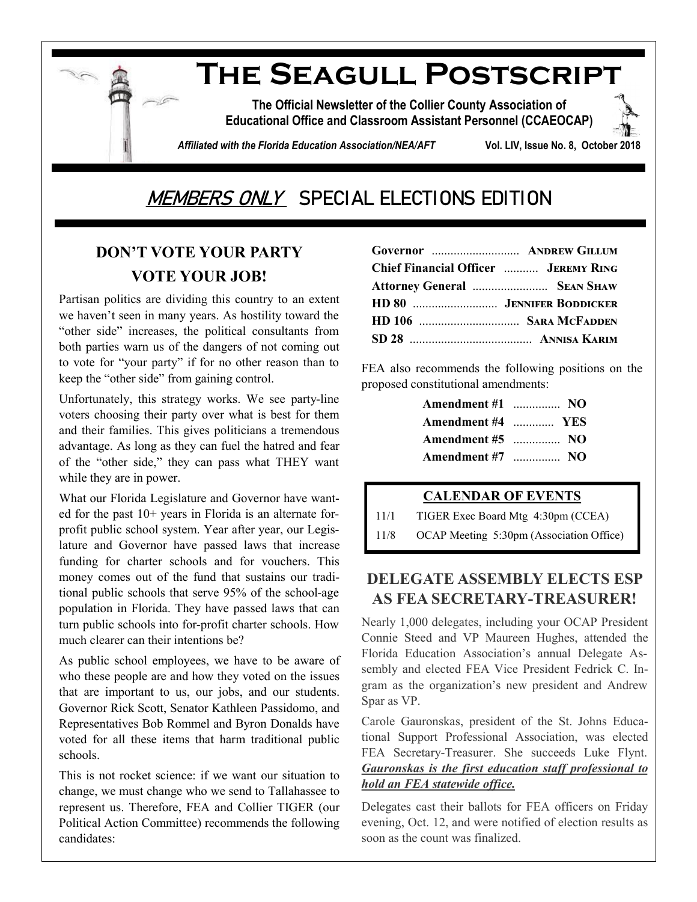# The Seagull Postscript

**The Official Newsletter of the Collier County Association of Educational Office and Classroom Assistant Personnel (CCAEOCAP)**

*Affiliated with the Florida Education Association/NEA/AFT* — Vol. LIV, Issue No. 8, October 2018

## MEMBERS ONLY SPECIAL ELECTIONS EDITION

### DON'T VOTE YOUR PARTY VOTE YOUR JOB!

Partisan politics are dividing this country to an extent we haven't seen in many years. As hostility toward the "other side" increases, the political consultants from both parties warn us of the dangers of not coming out to vote for "your party" if for no other reason than to keep the "other side" from gaining control.

Unfortunately, this strategy works. We see party-line voters choosing their party over what is best for them and their families. This gives politicians a tremendous advantage. As long as they can fuel the hatred and fear of the "other side," they can pass what THEY want while they are in power.

What our Florida Legislature and Governor have wanted for the past 10+ years in Florida is an alternate for-profit public school system. Year after year, our Legislature and Governor have passed laws that increase funding for charter schools and for vouchers. This money comes out of the fund that sustains our traditional public schools that serve 95% of the school-age population in Florida. They have passed laws that can turn public schools into for-profit charter schools. How much clearer can their intentions be?

As public school employees, we have to be aware of who these people are and how they voted on the issues that are important to us, our jobs, and our students. Governor Rick Scott, Senator Kathleen Passidomo, and Representatives Bob Rommel and Byron Donalds have voted for all these items that harm traditional public schools.

This is not rocket science: if we want our situation to change, we must change who we send to Tallahassee to represent us. Therefore, FEA and Collier TIGER (our Political Action Committee) recommends the following candidates:

**Governor** ............................ **Andrew Gillum**
**Chief Financial Officer** ........... **Jeremy Ring**
**Attorney General** ........................ **Sean Shaw**
**HD 80** ........................... **Jennifer Boddicker**
**HD 106** ................................ **Sara McFadden**
**SD 28** ....................................... **Annisa Karim**

FEA also recommends the following positions on the proposed constitutional amendments:

**Amendment #1** ............... **NO**
**Amendment #4** ............. **YES**
**Amendment #5** ............... **NO**
**Amendment #7** ............... **NO**

### CALENDAR OF EVENTS

| | |
|---|---|
| 11/1 | TIGER Exec Board Mtg 4:30pm (CCEA) |
| 11/8 | OCAP Meeting 5:30pm (Association Office) |

### DELEGATE ASSEMBLY ELECTS ESP AS FEA SECRETARY-TREASURER!

Nearly 1,000 delegates, including your OCAP President Connie Steed and VP Maureen Hughes, attended the Florida Education Association's annual Delegate Assembly and elected FEA Vice President Fedrick C. Ingram as the organization's new president and Andrew Spar as VP.

Carole Gauronskas, president of the St. Johns Educational Support Professional Association, was elected FEA Secretary-Treasurer. She succeeds Luke Flynt. ***Gauronskas is the first education staff professional to hold an FEA statewide office.***

Delegates cast their ballots for FEA officers on Friday evening, Oct. 12, and were notified of election results as soon as the count was finalized.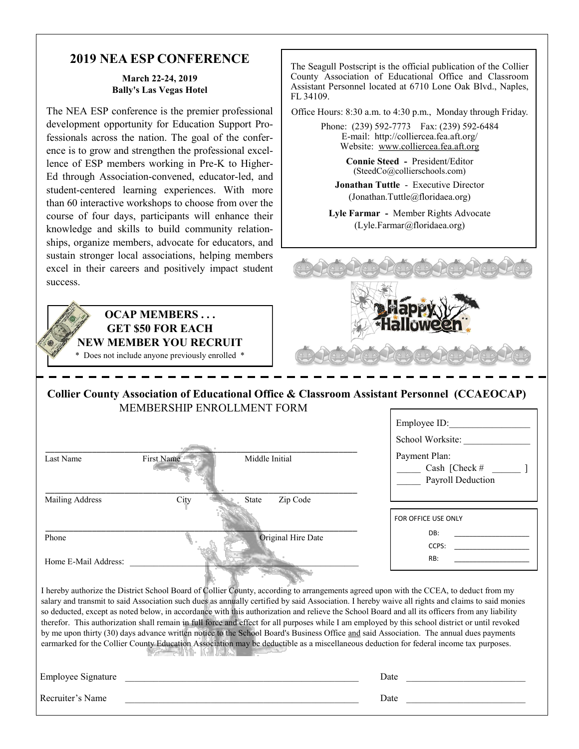## 2019 NEA ESP CONFERENCE

**March 22-24, 2019**
**Bally's Las Vegas Hotel**

The NEA ESP conference is the premier professional development opportunity for Education Support Professionals across the nation. The goal of the conference is to grow and strengthen the professional excellence of ESP members working in Pre-K to Higher-Ed through Association-convened, educator-led, and student-centered learning experiences. With more than 60 interactive workshops to choose from over the course of four days, participants will enhance their knowledge and skills to build community relationships, organize members, advocate for educators, and sustain stronger local associations, helping members excel in their careers and positively impact student success.

**OCAP MEMBERS . . .**
**GET $50 FOR EACH**
**NEW MEMBER YOU RECRUIT**

\* Does not include anyone previously enrolled \*

The Seagull Postscript is the official publication of the Collier County Association of Educational Office and Classroom Assistant Personnel located at 6710 Lone Oak Blvd., Naples, FL 34109.

Office Hours: 8:30 a.m. to 4:30 p.m., Monday through Friday.

Phone: (239) 592-7773 Fax: (239) 592-6484
E-mail: http://colliercea.fea.aft.org/
Website: www.colliercea.fea.aft.org

**Connie Steed** - President/Editor
(SteedCo@collierschools.com)

**Jonathan Tuttle** - Executive Director
(Jonathan.Tuttle@floridaea.org)

**Lyle Farmar** - Member Rights Advocate
(Lyle.Farmar@floridaea.org)

Happy Halloween

---

### Collier County Association of Educational Office & Classroom Assistant Personnel (CCAEOCAP)

MEMBERSHIP ENROLLMENT FORM

Employee ID:_________________

School Worksite: ______________

Payment Plan:
_____ Cash [Check # ______ ]
_____ Payroll Deduction

______________________________________________
Last Name First Name Middle Initial

______________________________________________
Mailing Address City State Zip Code

______________________________________________
Phone Original Hire Date

Home E-Mail Address: ______________________________

FOR OFFICE USE ONLY

DB: ___________________
CCPS: ___________________
RB: ___________________

I hereby authorize the District School Board of Collier County, according to arrangements agreed upon with the CCEA, to deduct from my salary and transmit to said Association such dues as annually certified by said Association. I hereby waive all rights and claims to said monies so deducted, except as noted below, in accordance with this authorization and relieve the School Board and all its officers from any liability therefor. This authorization shall remain in full force and effect for all purposes while I am employed by this school district or until revoked by me upon thirty (30) advance written notice to the School Board's Business Office and said Association. The annual dues payments earmarked for the Collier County Education Association may be deductible as a miscellaneous deduction for federal income tax purposes.

Employee Signature ______________________________ Date ________________

Recruiter's Name ______________________________ Date ________________